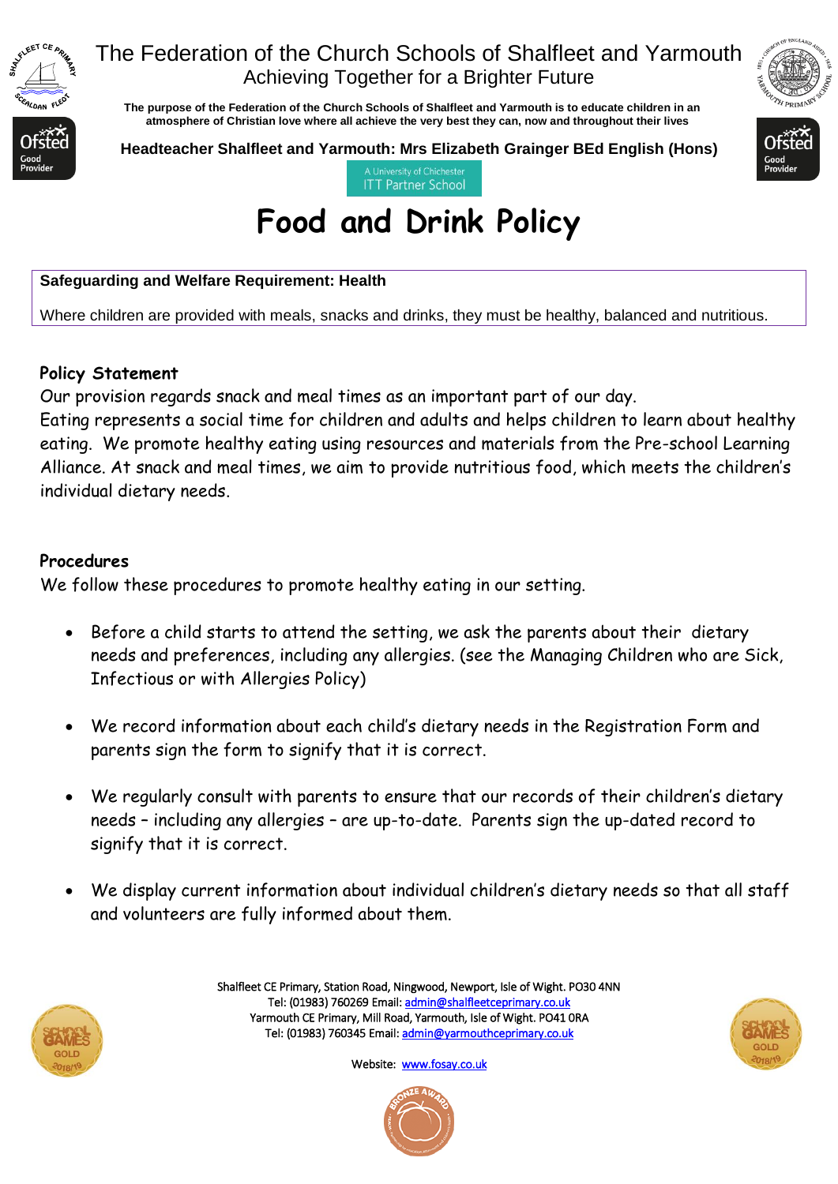The Federation of the Church Schools of Shalfleet and Yarmouth

Achieving Together for a Brighter Future

**The purpose of the Federation of the Church Schools of Shalfleet and Yarmouth is to educate children in an atmosphere of Christian love where all achieve the very best they can, now and throughout their lives**

**Headteacher Shalfleet and Yarmouth: Mrs Elizabeth Grainger BEd English (Hons)**

A University of Chichester ITT Partner School

# Food and Drink Policy

**Safeguarding and Welfare Requirement: Health**

Where children are provided with meals, snacks and drinks, they must be healthy, balanced and nutritious.

## Policy Statement

Our provision regards snack and meal times as an important part of our day.

Eating represents a social time for children and adults and helps children to learn about healthy eating. We promote healthy eating using resources and materials from the Pre-school Learning Alliance. At snack and meal times, we aim to provide nutritious food, which meets the children's individual dietary needs.

## Procedures

We follow these procedures to promote healthy eating in our setting.

- Before a child starts to attend the setting, we ask the parents about their dietary needs and preferences, including any allergies. (see the Managing Children who are Sick, Infectious or with Allergies Policy)
- We record information about each child's dietary needs in the Registration Form and parents sign the form to signify that it is correct.
- We regularly consult with parents to ensure that our records of their children's dietary needs – including any allergies – are up-to-date. Parents sign the up-dated record to signify that it is correct.
- We display current information about individual children's dietary needs so that all staff and volunteers are fully informed about them.

Shalfleet CE Primary, Station Road, Ningwood, Newport, Isle of Wight. PO30 4NN
Tel: (01983) 760269 Email: admin@shalfleetceprimary.co.uk
Yarmouth CE Primary, Mill Road, Yarmouth, Isle of Wight. PO41 0RA
Tel: (01983) 760345 Email: admin@yarmouthceprimary.co.uk

Website: www.fosay.co.uk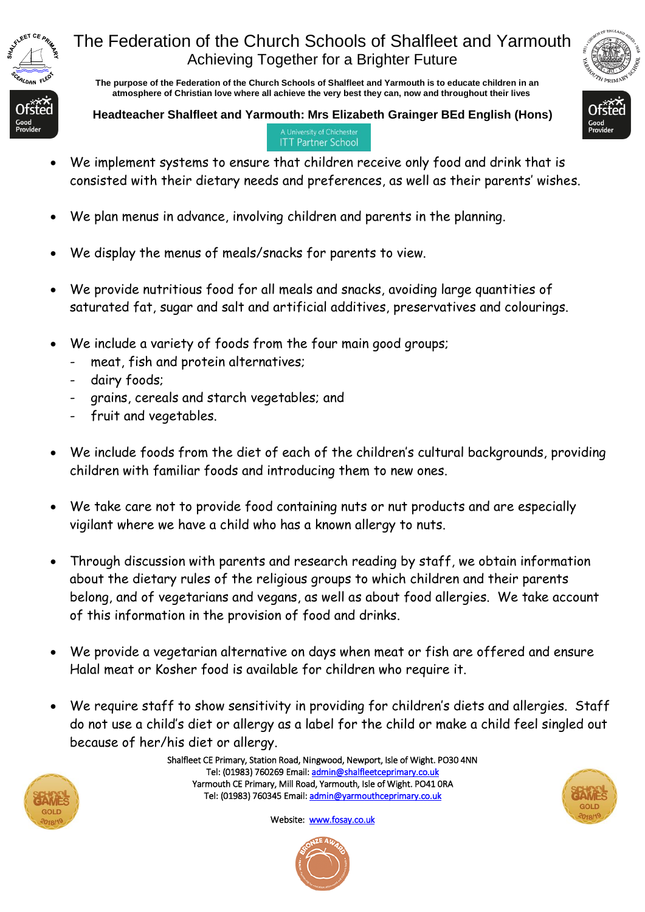- We implement systems to ensure that children receive only food and drink that is consisted with their dietary needs and preferences, as well as their parents' wishes.

- We plan menus in advance, involving children and parents in the planning.

- We display the menus of meals/snacks for parents to view.

- We provide nutritious food for all meals and snacks, avoiding large quantities of saturated fat, sugar and salt and artificial additives, preservatives and colourings.

- We include a variety of foods from the four main good groups;
  - meat, fish and protein alternatives;
  - dairy foods;
  - grains, cereals and starch vegetables; and
  - fruit and vegetables.

- We include foods from the diet of each of the children's cultural backgrounds, providing children with familiar foods and introducing them to new ones.

- We take care not to provide food containing nuts or nut products and are especially vigilant where we have a child who has a known allergy to nuts.

- Through discussion with parents and research reading by staff, we obtain information about the dietary rules of the religious groups to which children and their parents belong, and of vegetarians and vegans, as well as about food allergies. We take account of this information in the provision of food and drinks.

- We provide a vegetarian alternative on days when meat or fish are offered and ensure Halal meat or Kosher food is available for children who require it.

- We require staff to show sensitivity in providing for children's diets and allergies. Staff do not use a child's diet or allergy as a label for the child or make a child feel singled out because of her/his diet or allergy.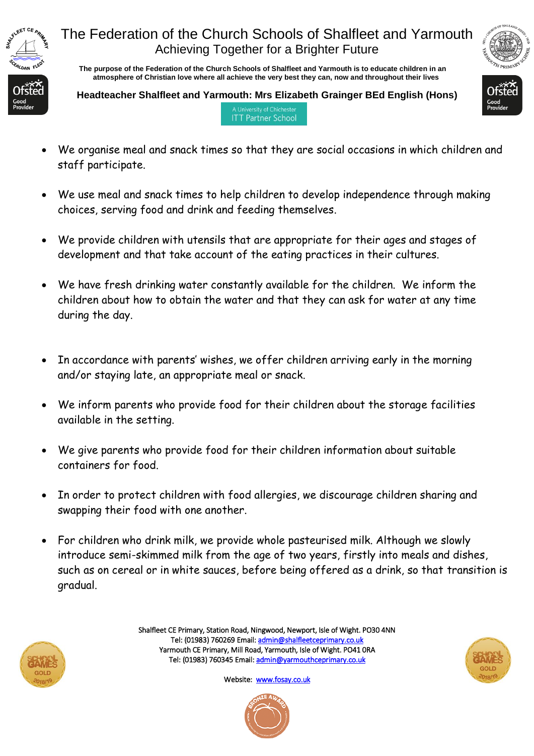- We organise meal and snack times so that they are social occasions in which children and staff participate.
- We use meal and snack times to help children to develop independence through making choices, serving food and drink and feeding themselves.
- We provide children with utensils that are appropriate for their ages and stages of development and that take account of the eating practices in their cultures.
- We have fresh drinking water constantly available for the children. We inform the children about how to obtain the water and that they can ask for water at any time during the day.
- In accordance with parents' wishes, we offer children arriving early in the morning and/or staying late, an appropriate meal or snack.
- We inform parents who provide food for their children about the storage facilities available in the setting.
- We give parents who provide food for their children information about suitable containers for food.
- In order to protect children with food allergies, we discourage children sharing and swapping their food with one another.
- For children who drink milk, we provide whole pasteurised milk. Although we slowly introduce semi-skimmed milk from the age of two years, firstly into meals and dishes, such as on cereal or in white sauces, before being offered as a drink, so that transition is gradual.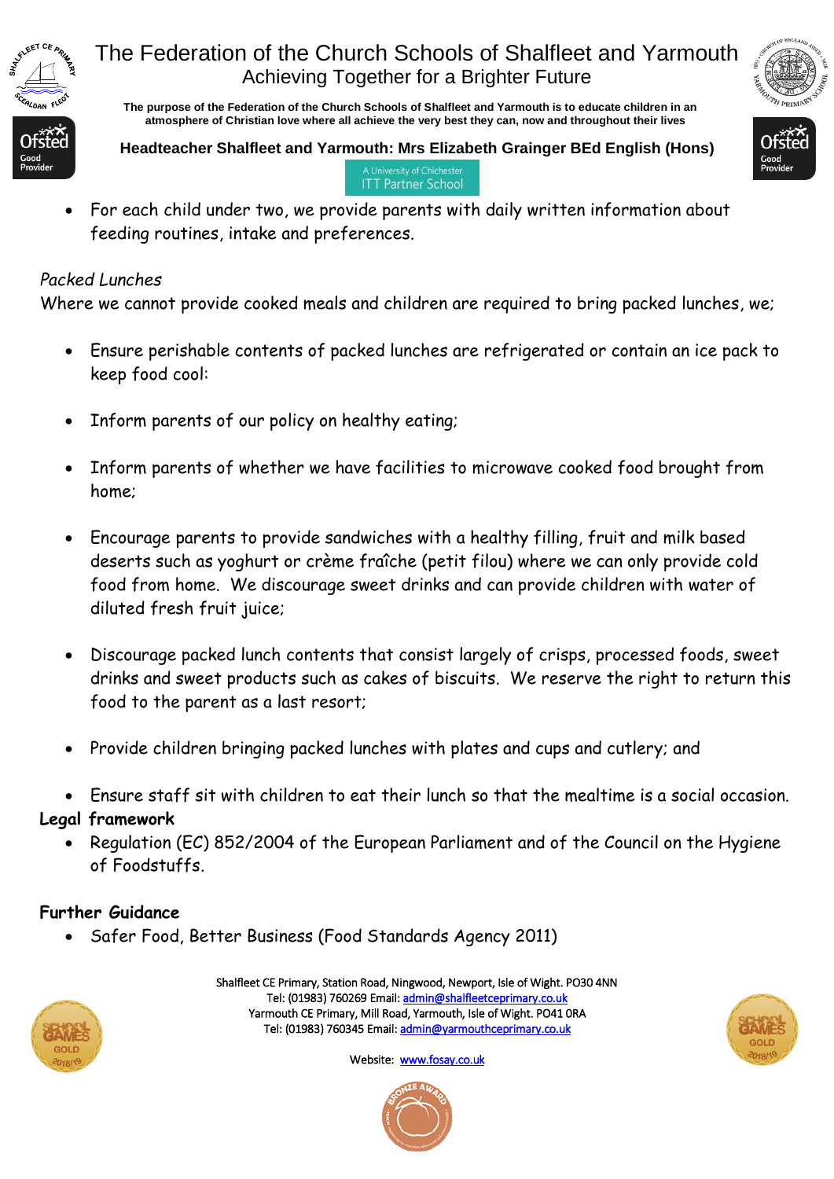- For each child under two, we provide parents with daily written information about feeding routines, intake and preferences.

*Packed Lunches*

Where we cannot provide cooked meals and children are required to bring packed lunches, we;

- Ensure perishable contents of packed lunches are refrigerated or contain an ice pack to keep food cool:
- Inform parents of our policy on healthy eating;
- Inform parents of whether we have facilities to microwave cooked food brought from home;
- Encourage parents to provide sandwiches with a healthy filling, fruit and milk based deserts such as yoghurt or crème fraîche (petit filou) where we can only provide cold food from home. We discourage sweet drinks and can provide children with water of diluted fresh fruit juice;
- Discourage packed lunch contents that consist largely of crisps, processed foods, sweet drinks and sweet products such as cakes of biscuits. We reserve the right to return this food to the parent as a last resort;
- Provide children bringing packed lunches with plates and cups and cutlery; and
- Ensure staff sit with children to eat their lunch so that the mealtime is a social occasion.

**Legal framework**

- Regulation (EC) 852/2004 of the European Parliament and of the Council on the Hygiene of Foodstuffs.

**Further Guidance**

- Safer Food, Better Business (Food Standards Agency 2011)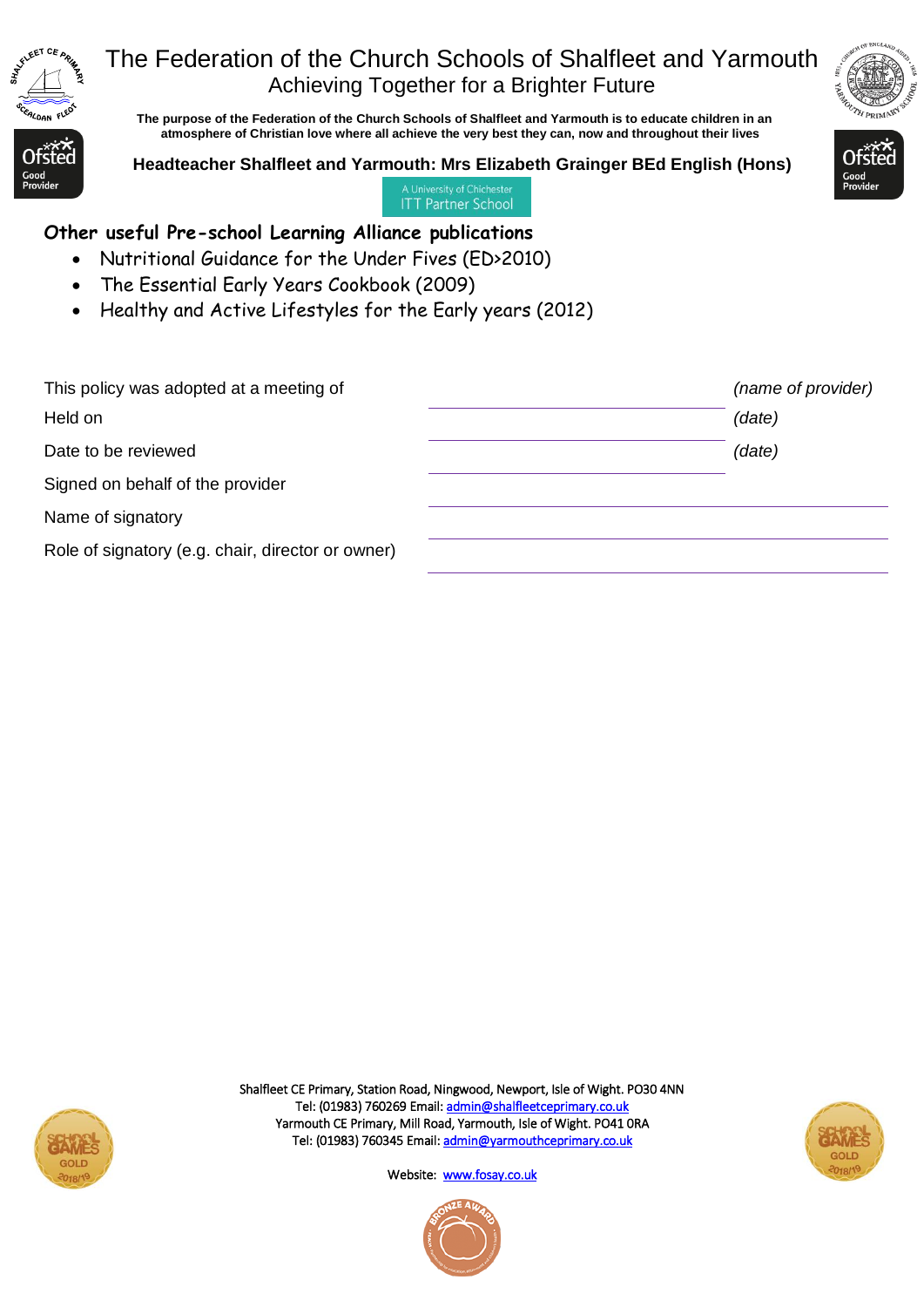### Other useful Pre-school Learning Alliance publications

- Nutritional Guidance for the Under Fives (ED>2010)
- The Essential Early Years Cookbook (2009)
- Healthy and Active Lifestyles for the Early years (2012)

| | | |
|---|---|---|
| This policy was adopted at a meeting of | | *(name of provider)* |
| Held on | | *(date)* |
| Date to be reviewed | | *(date)* |
| Signed on behalf of the provider | | |
| Name of signatory | | |
| Role of signatory (e.g. chair, director or owner) | | |